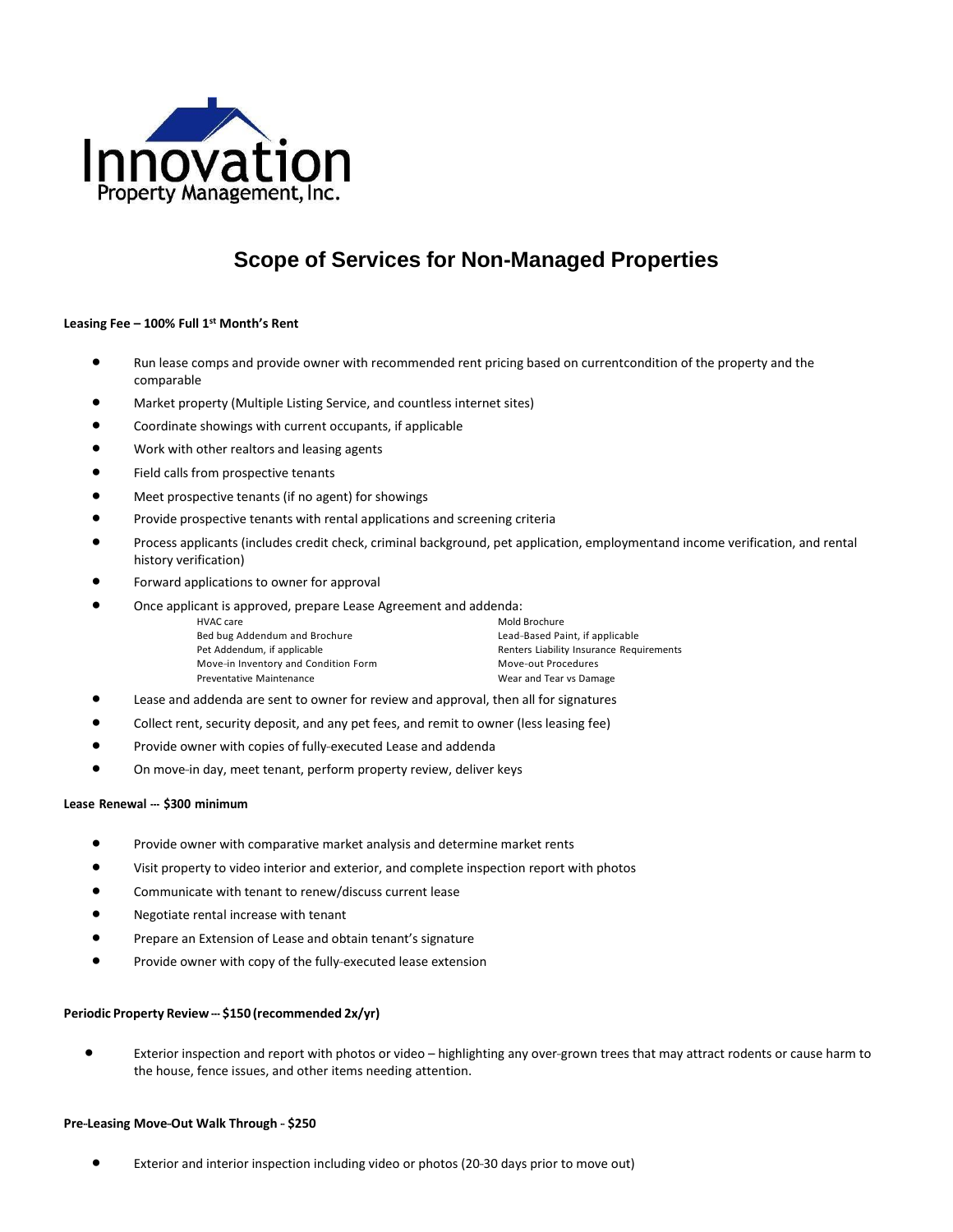Innovation
Property Management, Inc.

# Scope of Services for Non-Managed Properties

**Leasing Fee – 100% Full 1st Month's Rent**

- Run lease comps and provide owner with recommended rent pricing based on currentcondition of the property and the comparable
- Market property (Multiple Listing Service, and countless internet sites)
- Coordinate showings with current occupants, if applicable
- Work with other realtors and leasing agents
- Field calls from prospective tenants
- Meet prospective tenants (if no agent) for showings
- Provide prospective tenants with rental applications and screening criteria
- Process applicants (includes credit check, criminal background, pet application, employmentand income verification, and rental history verification)
- Forward applications to owner for approval
- Once applicant is approved, prepare Lease Agreement and addenda:
  - HVAC care
  - Bed bug Addendum and Brochure
  - Pet Addendum, if applicable
  - Move-in Inventory and Condition Form
  - Preventative Maintenance
  - Mold Brochure
  - Lead-Based Paint, if applicable
  - Renters Liability Insurance Requirements
  - Move-out Procedures
  - Wear and Tear vs Damage
- Lease and addenda are sent to owner for review and approval, then all for signatures
- Collect rent, security deposit, and any pet fees, and remit to owner (less leasing fee)
- Provide owner with copies of fully-executed Lease and addenda
- On move-in day, meet tenant, perform property review, deliver keys

**Lease Renewal --- $300 minimum**

- Provide owner with comparative market analysis and determine market rents
- Visit property to video interior and exterior, and complete inspection report with photos
- Communicate with tenant to renew/discuss current lease
- Negotiate rental increase with tenant
- Prepare an Extension of Lease and obtain tenant's signature
- Provide owner with copy of the fully-executed lease extension

**Periodic Property Review --- $150 (recommended 2x/yr)**

- Exterior inspection and report with photos or video – highlighting any over-grown trees that may attract rodents or cause harm to the house, fence issues, and other items needing attention.

**Pre-Leasing Move-Out Walk Through - $250**

- Exterior and interior inspection including video or photos (20-30 days prior to move out)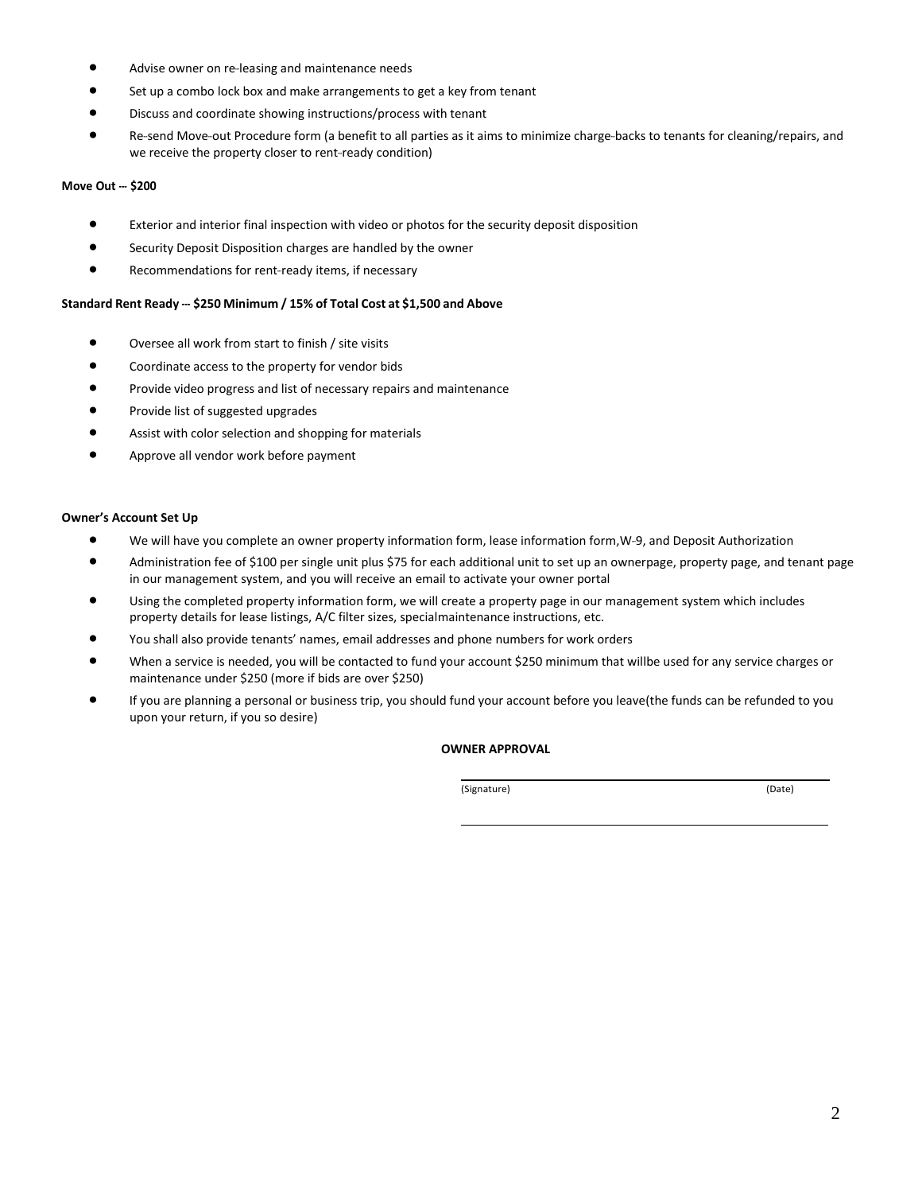- Advise owner on re-leasing and maintenance needs
- Set up a combo lock box and make arrangements to get a key from tenant
- Discuss and coordinate showing instructions/process with tenant
- Re-send Move-out Procedure form (a benefit to all parties as it aims to minimize charge-backs to tenants for cleaning/repairs, and we receive the property closer to rent-ready condition)

**Move Out -- $200**

- Exterior and interior final inspection with video or photos for the security deposit disposition
- Security Deposit Disposition charges are handled by the owner
- Recommendations for rent-ready items, if necessary

**Standard Rent Ready -- $250 Minimum / 15% of Total Cost at $1,500 and Above**

- Oversee all work from start to finish / site visits
- Coordinate access to the property for vendor bids
- Provide video progress and list of necessary repairs and maintenance
- Provide list of suggested upgrades
- Assist with color selection and shopping for materials
- Approve all vendor work before payment

**Owner's Account Set Up**

- We will have you complete an owner property information form, lease information form,W-9, and Deposit Authorization
- Administration fee of $100 per single unit plus $75 for each additional unit to set up an ownerpage, property page, and tenant page in our management system, and you will receive an email to activate your owner portal
- Using the completed property information form, we will create a property page in our management system which includes property details for lease listings, A/C filter sizes, specialmaintenance instructions, etc.
- You shall also provide tenants' names, email addresses and phone numbers for work orders
- When a service is needed, you will be contacted to fund your account $250 minimum that willbe used for any service charges or maintenance under $250 (more if bids are over $250)
- If you are planning a personal or business trip, you should fund your account before you leave(the funds can be refunded to you upon your return, if you so desire)

**OWNER APPROVAL**

\_\_\_\_\_\_\_\_\_\_\_\_\_\_\_\_\_\_\_\_\_\_\_\_\_\_\_\_\_\_\_\_\_\_\_\_\_\_\_\_

(Signature) (Date)

\_\_\_\_\_\_\_\_\_\_\_\_\_\_\_\_\_\_\_\_\_\_\_\_\_\_\_\_\_\_\_\_\_\_\_\_\_\_\_\_